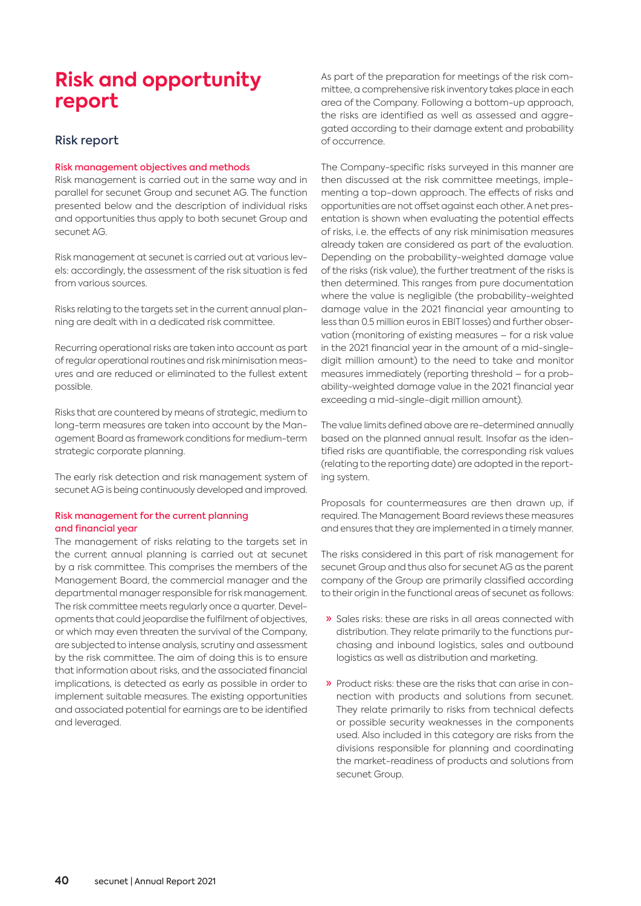# Risk and opportunity report

## Risk report

### Risk management objectives and methods

Risk management is carried out in the same way and in parallel for secunet Group and secunet AG. The function presented below and the description of individual risks and opportunities thus apply to both secunet Group and secunet AG.

Risk management at secunet is carried out at various levels: accordingly, the assessment of the risk situation is fed from various sources.

Risks relating to the targets set in the current annual planning are dealt with in a dedicated risk committee.

Recurring operational risks are taken into account as part of regular operational routines and risk minimisation measures and are reduced or eliminated to the fullest extent possible.

Risks that are countered by means of strategic, medium to long-term measures are taken into account by the Management Board as framework conditions for medium-term strategic corporate planning.

The early risk detection and risk management system of secunet AG is being continuously developed and improved.

### Risk management for the current planning and financial year

The management of risks relating to the targets set in the current annual planning is carried out at secunet by a risk committee. This comprises the members of the Management Board, the commercial manager and the departmental manager responsible for risk management. The risk committee meets regularly once a quarter. Developments that could jeopardise the fulfilment of objectives, or which may even threaten the survival of the Company, are subjected to intense analysis, scrutiny and assessment by the risk committee. The aim of doing this is to ensure that information about risks, and the associated financial implications, is detected as early as possible in order to implement suitable measures. The existing opportunities and associated potential for earnings are to be identified and leveraged.

As part of the preparation for meetings of the risk committee, a comprehensive risk inventory takes place in each area of the Company. Following a bottom-up approach, the risks are identified as well as assessed and aggregated according to their damage extent and probability of occurrence.

The Company-specific risks surveyed in this manner are then discussed at the risk committee meetings, implementing a top-down approach. The effects of risks and opportunities are not offset against each other. A net presentation is shown when evaluating the potential effects of risks, i.e. the effects of any risk minimisation measures already taken are considered as part of the evaluation. Depending on the probability-weighted damage value of the risks (risk value), the further treatment of the risks is then determined. This ranges from pure documentation where the value is negligible (the probability-weighted damage value in the 2021 financial year amounting to less than 0.5 million euros in EBIT losses) and further observation (monitoring of existing measures – for a risk value in the 2021 financial year in the amount of a mid-single-digit million amount) to the need to take and monitor measures immediately (reporting threshold – for a probability-weighted damage value in the 2021 financial year exceeding a mid-single-digit million amount).

The value limits defined above are re-determined annually based on the planned annual result. Insofar as the identified risks are quantifiable, the corresponding risk values (relating to the reporting date) are adopted in the reporting system.

Proposals for countermeasures are then drawn up, if required. The Management Board reviews these measures and ensures that they are implemented in a timely manner.

The risks considered in this part of risk management for secunet Group and thus also for secunet AG as the parent company of the Group are primarily classified according to their origin in the functional areas of secunet as follows:

- Sales risks: these are risks in all areas connected with distribution. They relate primarily to the functions purchasing and inbound logistics, sales and outbound logistics as well as distribution and marketing.
- Product risks: these are the risks that can arise in connection with products and solutions from secunet. They relate primarily to risks from technical defects or possible security weaknesses in the components used. Also included in this category are risks from the divisions responsible for planning and coordinating the market-readiness of products and solutions from secunet Group.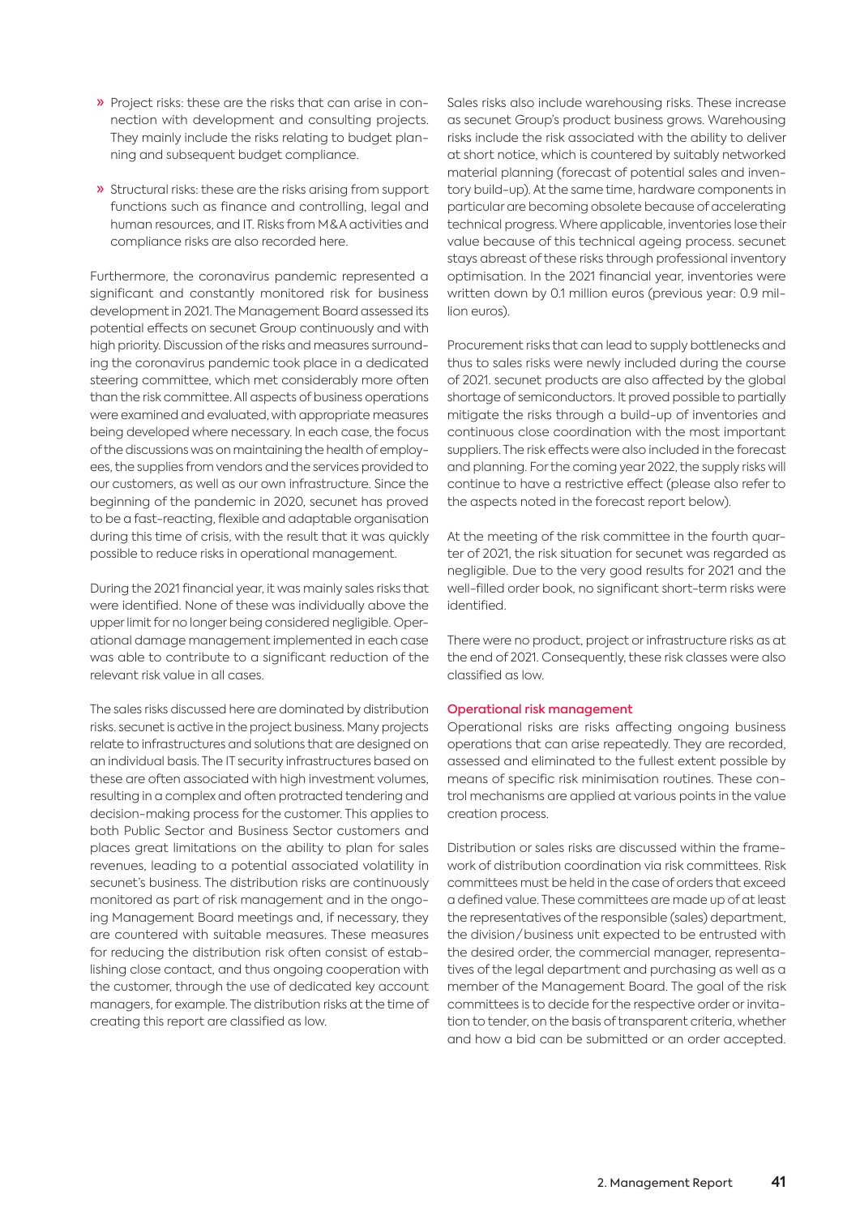- Project risks: these are the risks that can arise in connection with development and consulting projects. They mainly include the risks relating to budget planning and subsequent budget compliance.

- Structural risks: these are the risks arising from support functions such as finance and controlling, legal and human resources, and IT. Risks from M&A activities and compliance risks are also recorded here.

Furthermore, the coronavirus pandemic represented a significant and constantly monitored risk for business development in 2021. The Management Board assessed its potential effects on secunet Group continuously and with high priority. Discussion of the risks and measures surrounding the coronavirus pandemic took place in a dedicated steering committee, which met considerably more often than the risk committee. All aspects of business operations were examined and evaluated, with appropriate measures being developed where necessary. In each case, the focus of the discussions was on maintaining the health of employees, the supplies from vendors and the services provided to our customers, as well as our own infrastructure. Since the beginning of the pandemic in 2020, secunet has proved to be a fast-reacting, flexible and adaptable organisation during this time of crisis, with the result that it was quickly possible to reduce risks in operational management.

During the 2021 financial year, it was mainly sales risks that were identified. None of these was individually above the upper limit for no longer being considered negligible. Operational damage management implemented in each case was able to contribute to a significant reduction of the relevant risk value in all cases.

The sales risks discussed here are dominated by distribution risks. secunet is active in the project business. Many projects relate to infrastructures and solutions that are designed on an individual basis. The IT security infrastructures based on these are often associated with high investment volumes, resulting in a complex and often protracted tendering and decision-making process for the customer. This applies to both Public Sector and Business Sector customers and places great limitations on the ability to plan for sales revenues, leading to a potential associated volatility in secunet's business. The distribution risks are continuously monitored as part of risk management and in the ongoing Management Board meetings and, if necessary, they are countered with suitable measures. These measures for reducing the distribution risk often consist of establishing close contact, and thus ongoing cooperation with the customer, through the use of dedicated key account managers, for example. The distribution risks at the time of creating this report are classified as low.

Sales risks also include warehousing risks. These increase as secunet Group's product business grows. Warehousing risks include the risk associated with the ability to deliver at short notice, which is countered by suitably networked material planning (forecast of potential sales and inventory build-up). At the same time, hardware components in particular are becoming obsolete because of accelerating technical progress. Where applicable, inventories lose their value because of this technical ageing process. secunet stays abreast of these risks through professional inventory optimisation. In the 2021 financial year, inventories were written down by 0.1 million euros (previous year: 0.9 million euros).

Procurement risks that can lead to supply bottlenecks and thus to sales risks were newly included during the course of 2021. secunet products are also affected by the global shortage of semiconductors. It proved possible to partially mitigate the risks through a build-up of inventories and continuous close coordination with the most important suppliers. The risk effects were also included in the forecast and planning. For the coming year 2022, the supply risks will continue to have a restrictive effect (please also refer to the aspects noted in the forecast report below).

At the meeting of the risk committee in the fourth quarter of 2021, the risk situation for secunet was regarded as negligible. Due to the very good results for 2021 and the well-filled order book, no significant short-term risks were identified.

There were no product, project or infrastructure risks as at the end of 2021. Consequently, these risk classes were also classified as low.

### Operational risk management

Operational risks are risks affecting ongoing business operations that can arise repeatedly. They are recorded, assessed and eliminated to the fullest extent possible by means of specific risk minimisation routines. These control mechanisms are applied at various points in the value creation process.

Distribution or sales risks are discussed within the framework of distribution coordination via risk committees. Risk committees must be held in the case of orders that exceed a defined value. These committees are made up of at least the representatives of the responsible (sales) department, the division/business unit expected to be entrusted with the desired order, the commercial manager, representatives of the legal department and purchasing as well as a member of the Management Board. The goal of the risk committees is to decide for the respective order or invitation to tender, on the basis of transparent criteria, whether and how a bid can be submitted or an order accepted.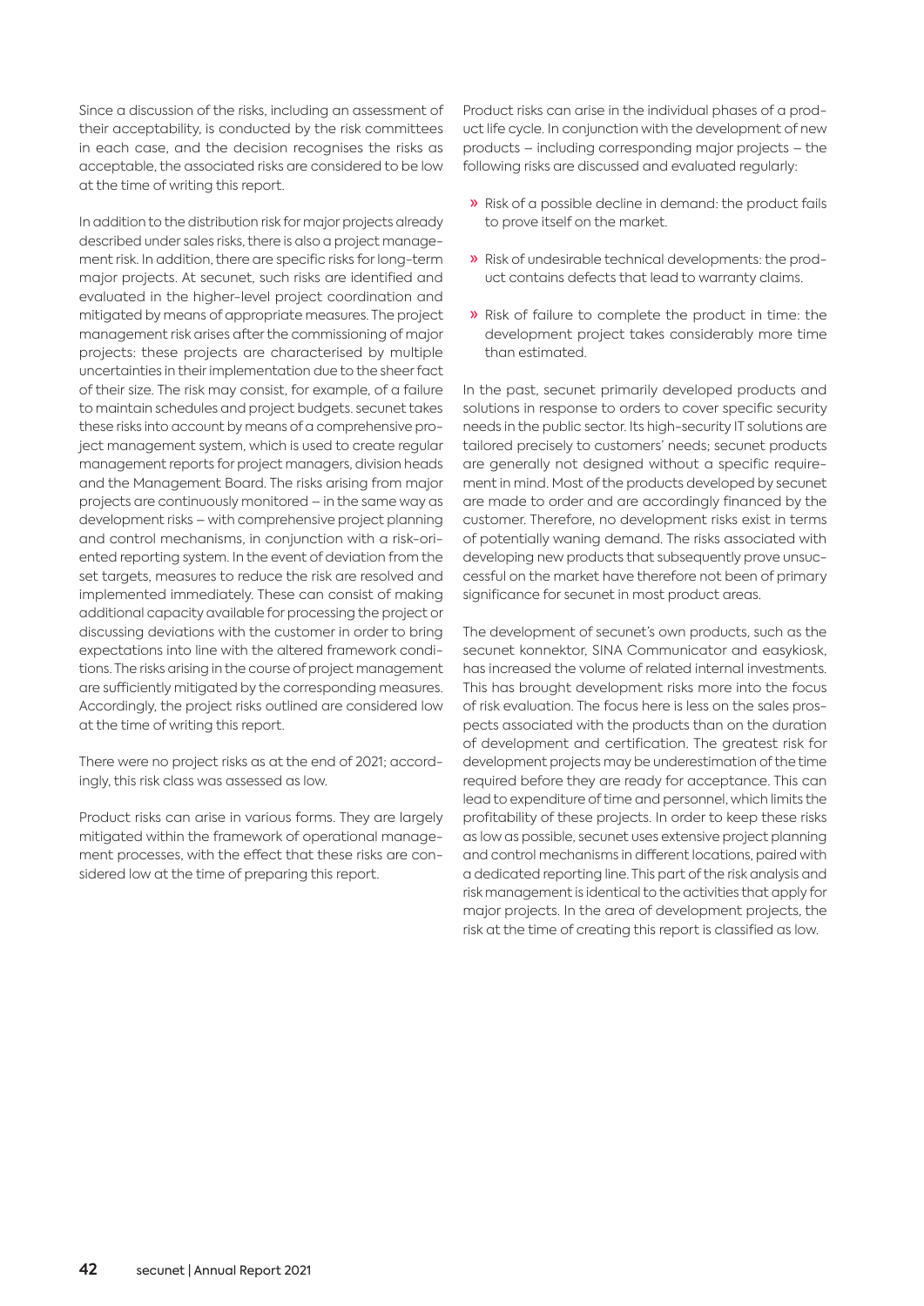Since a discussion of the risks, including an assessment of their acceptability, is conducted by the risk committees in each case, and the decision recognises the risks as acceptable, the associated risks are considered to be low at the time of writing this report.

In addition to the distribution risk for major projects already described under sales risks, there is also a project management risk. In addition, there are specific risks for long-term major projects. At secunet, such risks are identified and evaluated in the higher-level project coordination and mitigated by means of appropriate measures. The project management risk arises after the commissioning of major projects: these projects are characterised by multiple uncertainties in their implementation due to the sheer fact of their size. The risk may consist, for example, of a failure to maintain schedules and project budgets. secunet takes these risks into account by means of a comprehensive project management system, which is used to create regular management reports for project managers, division heads and the Management Board. The risks arising from major projects are continuously monitored – in the same way as development risks – with comprehensive project planning and control mechanisms, in conjunction with a risk-oriented reporting system. In the event of deviation from the set targets, measures to reduce the risk are resolved and implemented immediately. These can consist of making additional capacity available for processing the project or discussing deviations with the customer in order to bring expectations into line with the altered framework conditions. The risks arising in the course of project management are sufficiently mitigated by the corresponding measures. Accordingly, the project risks outlined are considered low at the time of writing this report.

There were no project risks as at the end of 2021; accordingly, this risk class was assessed as low.

Product risks can arise in various forms. They are largely mitigated within the framework of operational management processes, with the effect that these risks are considered low at the time of preparing this report.

Product risks can arise in the individual phases of a product life cycle. In conjunction with the development of new products – including corresponding major projects – the following risks are discussed and evaluated regularly:

- Risk of a possible decline in demand: the product fails to prove itself on the market.
- Risk of undesirable technical developments: the product contains defects that lead to warranty claims.
- Risk of failure to complete the product in time: the development project takes considerably more time than estimated.

In the past, secunet primarily developed products and solutions in response to orders to cover specific security needs in the public sector. Its high-security IT solutions are tailored precisely to customers' needs; secunet products are generally not designed without a specific requirement in mind. Most of the products developed by secunet are made to order and are accordingly financed by the customer. Therefore, no development risks exist in terms of potentially waning demand. The risks associated with developing new products that subsequently prove unsuccessful on the market have therefore not been of primary significance for secunet in most product areas.

The development of secunet's own products, such as the secunet konnektor, SINA Communicator and easykiosk, has increased the volume of related internal investments. This has brought development risks more into the focus of risk evaluation. The focus here is less on the sales prospects associated with the products than on the duration of development and certification. The greatest risk for development projects may be underestimation of the time required before they are ready for acceptance. This can lead to expenditure of time and personnel, which limits the profitability of these projects. In order to keep these risks as low as possible, secunet uses extensive project planning and control mechanisms in different locations, paired with a dedicated reporting line. This part of the risk analysis and risk management is identical to the activities that apply for major projects. In the area of development projects, the risk at the time of creating this report is classified as low.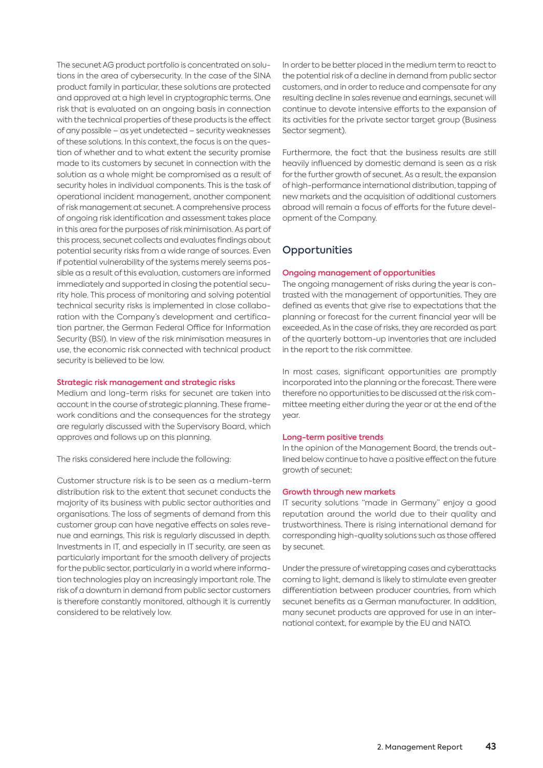The secunet AG product portfolio is concentrated on solutions in the area of cybersecurity. In the case of the SINA product family in particular, these solutions are protected and approved at a high level in cryptographic terms. One risk that is evaluated on an ongoing basis in connection with the technical properties of these products is the effect of any possible – as yet undetected – security weaknesses of these solutions. In this context, the focus is on the question of whether and to what extent the security promise made to its customers by secunet in connection with the solution as a whole might be compromised as a result of security holes in individual components. This is the task of operational incident management, another component of risk management at secunet. A comprehensive process of ongoing risk identification and assessment takes place in this area for the purposes of risk minimisation. As part of this process, secunet collects and evaluates findings about potential security risks from a wide range of sources. Even if potential vulnerability of the systems merely seems possible as a result of this evaluation, customers are informed immediately and supported in closing the potential security hole. This process of monitoring and solving potential technical security risks is implemented in close collaboration with the Company's development and certification partner, the German Federal Office for Information Security (BSI). In view of the risk minimisation measures in use, the economic risk connected with technical product security is believed to be low.

#### Strategic risk management and strategic risks

Medium and long-term risks for secunet are taken into account in the course of strategic planning. These framework conditions and the consequences for the strategy are regularly discussed with the Supervisory Board, which approves and follows up on this planning.

The risks considered here include the following:

Customer structure risk is to be seen as a medium-term distribution risk to the extent that secunet conducts the majority of its business with public sector authorities and organisations. The loss of segments of demand from this customer group can have negative effects on sales revenue and earnings. This risk is regularly discussed in depth. Investments in IT, and especially in IT security, are seen as particularly important for the smooth delivery of projects for the public sector, particularly in a world where information technologies play an increasingly important role. The risk of a downturn in demand from public sector customers is therefore constantly monitored, although it is currently considered to be relatively low.

In order to be better placed in the medium term to react to the potential risk of a decline in demand from public sector customers, and in order to reduce and compensate for any resulting decline in sales revenue and earnings, secunet will continue to devote intensive efforts to the expansion of its activities for the private sector target group (Business Sector segment).

Furthermore, the fact that the business results are still heavily influenced by domestic demand is seen as a risk for the further growth of secunet. As a result, the expansion of high-performance international distribution, tapping of new markets and the acquisition of additional customers abroad will remain a focus of efforts for the future development of the Company.

## Opportunities

#### Ongoing management of opportunities

The ongoing management of risks during the year is contrasted with the management of opportunities. They are defined as events that give rise to expectations that the planning or forecast for the current financial year will be exceeded. As in the case of risks, they are recorded as part of the quarterly bottom-up inventories that are included in the report to the risk committee.

In most cases, significant opportunities are promptly incorporated into the planning or the forecast. There were therefore no opportunities to be discussed at the risk committee meeting either during the year or at the end of the year.

#### Long-term positive trends

In the opinion of the Management Board, the trends outlined below continue to have a positive effect on the future growth of secunet:

#### Growth through new markets

IT security solutions "made in Germany" enjoy a good reputation around the world due to their quality and trustworthiness. There is rising international demand for corresponding high-quality solutions such as those offered by secunet.

Under the pressure of wiretapping cases and cyberattacks coming to light, demand is likely to stimulate even greater differentiation between producer countries, from which secunet benefits as a German manufacturer. In addition, many secunet products are approved for use in an international context, for example by the EU and NATO.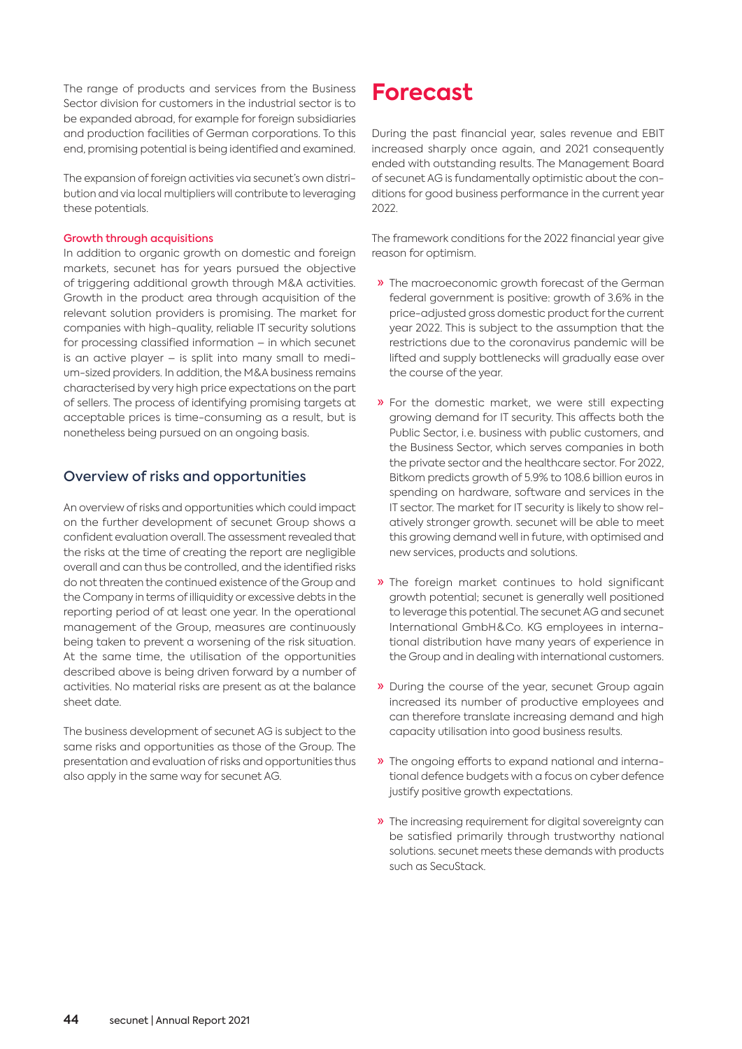The range of products and services from the Business Sector division for customers in the industrial sector is to be expanded abroad, for example for foreign subsidiaries and production facilities of German corporations. To this end, promising potential is being identified and examined.

The expansion of foreign activities via secunet's own distribution and via local multipliers will contribute to leveraging these potentials.

**Growth through acquisitions**

In addition to organic growth on domestic and foreign markets, secunet has for years pursued the objective of triggering additional growth through M&A activities. Growth in the product area through acquisition of the relevant solution providers is promising. The market for companies with high-quality, reliable IT security solutions for processing classified information – in which secunet is an active player – is split into many small to medium-sized providers. In addition, the M&A business remains characterised by very high price expectations on the part of sellers. The process of identifying promising targets at acceptable prices is time-consuming as a result, but is nonetheless being pursued on an ongoing basis.

## Overview of risks and opportunities

An overview of risks and opportunities which could impact on the further development of secunet Group shows a confident evaluation overall. The assessment revealed that the risks at the time of creating the report are negligible overall and can thus be controlled, and the identified risks do not threaten the continued existence of the Group and the Company in terms of illiquidity or excessive debts in the reporting period of at least one year. In the operational management of the Group, measures are continuously being taken to prevent a worsening of the risk situation. At the same time, the utilisation of the opportunities described above is being driven forward by a number of activities. No material risks are present as at the balance sheet date.

The business development of secunet AG is subject to the same risks and opportunities as those of the Group. The presentation and evaluation of risks and opportunities thus also apply in the same way for secunet AG.

# Forecast

During the past financial year, sales revenue and EBIT increased sharply once again, and 2021 consequently ended with outstanding results. The Management Board of secunet AG is fundamentally optimistic about the conditions for good business performance in the current year 2022.

The framework conditions for the 2022 financial year give reason for optimism.

- The macroeconomic growth forecast of the German federal government is positive: growth of 3.6% in the price-adjusted gross domestic product for the current year 2022. This is subject to the assumption that the restrictions due to the coronavirus pandemic will be lifted and supply bottlenecks will gradually ease over the course of the year.
- For the domestic market, we were still expecting growing demand for IT security. This affects both the Public Sector, i.e. business with public customers, and the Business Sector, which serves companies in both the private sector and the healthcare sector. For 2022, Bitkom predicts growth of 5.9% to 108.6 billion euros in spending on hardware, software and services in the IT sector. The market for IT security is likely to show relatively stronger growth. secunet will be able to meet this growing demand well in future, with optimised and new services, products and solutions.
- The foreign market continues to hold significant growth potential; secunet is generally well positioned to leverage this potential. The secunet AG and secunet International GmbH&Co. KG employees in international distribution have many years of experience in the Group and in dealing with international customers.
- During the course of the year, secunet Group again increased its number of productive employees and can therefore translate increasing demand and high capacity utilisation into good business results.
- The ongoing efforts to expand national and international defence budgets with a focus on cyber defence justify positive growth expectations.
- The increasing requirement for digital sovereignty can be satisfied primarily through trustworthy national solutions. secunet meets these demands with products such as SecuStack.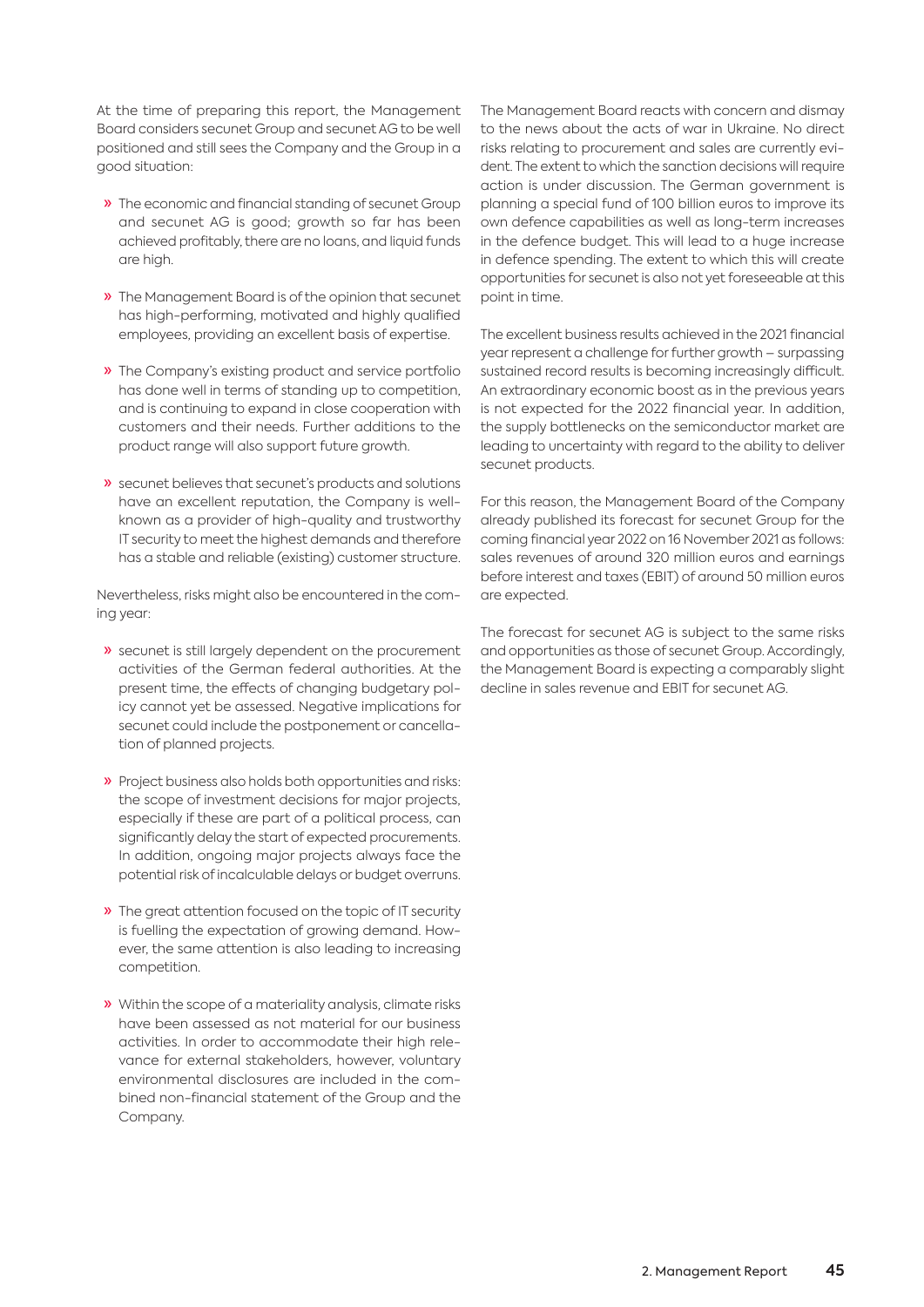At the time of preparing this report, the Management Board considers secunet Group and secunet AG to be well positioned and still sees the Company and the Group in a good situation:

- The economic and financial standing of secunet Group and secunet AG is good; growth so far has been achieved profitably, there are no loans, and liquid funds are high.
- The Management Board is of the opinion that secunet has high-performing, motivated and highly qualified employees, providing an excellent basis of expertise.
- The Company's existing product and service portfolio has done well in terms of standing up to competition, and is continuing to expand in close cooperation with customers and their needs. Further additions to the product range will also support future growth.
- secunet believes that secunet's products and solutions have an excellent reputation, the Company is well-known as a provider of high-quality and trustworthy IT security to meet the highest demands and therefore has a stable and reliable (existing) customer structure.

Nevertheless, risks might also be encountered in the coming year:

- secunet is still largely dependent on the procurement activities of the German federal authorities. At the present time, the effects of changing budgetary policy cannot yet be assessed. Negative implications for secunet could include the postponement or cancellation of planned projects.
- Project business also holds both opportunities and risks: the scope of investment decisions for major projects, especially if these are part of a political process, can significantly delay the start of expected procurements. In addition, ongoing major projects always face the potential risk of incalculable delays or budget overruns.
- The great attention focused on the topic of IT security is fuelling the expectation of growing demand. However, the same attention is also leading to increasing competition.
- Within the scope of a materiality analysis, climate risks have been assessed as not material for our business activities. In order to accommodate their high relevance for external stakeholders, however, voluntary environmental disclosures are included in the combined non-financial statement of the Group and the Company.

The Management Board reacts with concern and dismay to the news about the acts of war in Ukraine. No direct risks relating to procurement and sales are currently evident. The extent to which the sanction decisions will require action is under discussion. The German government is planning a special fund of 100 billion euros to improve its own defence capabilities as well as long-term increases in the defence budget. This will lead to a huge increase in defence spending. The extent to which this will create opportunities for secunet is also not yet foreseeable at this point in time.

The excellent business results achieved in the 2021 financial year represent a challenge for further growth – surpassing sustained record results is becoming increasingly difficult. An extraordinary economic boost as in the previous years is not expected for the 2022 financial year. In addition, the supply bottlenecks on the semiconductor market are leading to uncertainty with regard to the ability to deliver secunet products.

For this reason, the Management Board of the Company already published its forecast for secunet Group for the coming financial year 2022 on 16 November 2021 as follows: sales revenues of around 320 million euros and earnings before interest and taxes (EBIT) of around 50 million euros are expected.

The forecast for secunet AG is subject to the same risks and opportunities as those of secunet Group. Accordingly, the Management Board is expecting a comparably slight decline in sales revenue and EBIT for secunet AG.